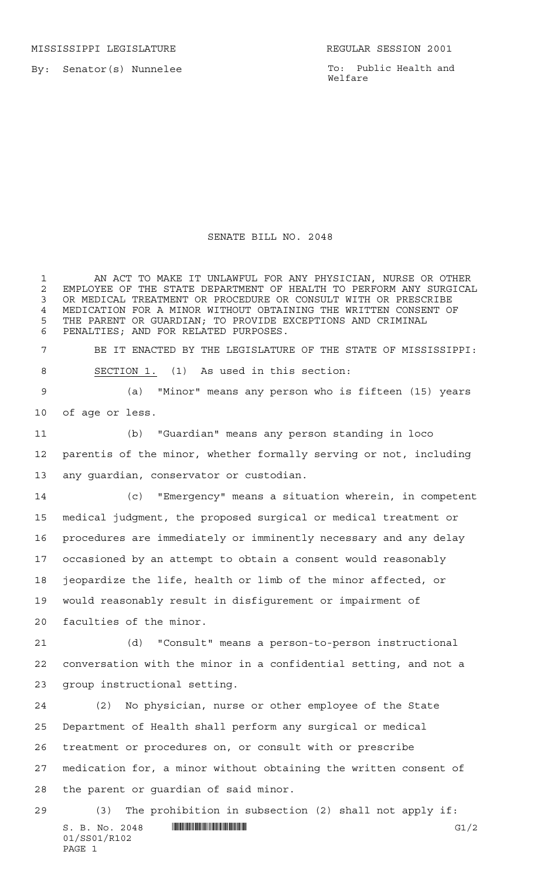MISSISSIPPI LEGISLATURE REGULAR SESSION 2001

By: Senator(s) Nunnelee

To: Public Health and Welfare

# SENATE BILL NO. 2048

AN ACT TO MAKE IT UNLAWFUL FOR ANY PHYSICIAN, NURSE OR OTHER EMPLOYEE OF THE STATE DEPARTMENT OF HEALTH TO PERFORM ANY SURGICAL OR MEDICAL TREATMENT OR PROCEDURE OR CONSULT WITH OR PRESCRIBE MEDICATION FOR A MINOR WITHOUT OBTAINING THE WRITTEN CONSENT OF THE PARENT OR GUARDIAN; TO PROVIDE EXCEPTIONS AND CRIMINAL PENALTIES; AND FOR RELATED PURPOSES.

BE IT ENACTED BY THE LEGISLATURE OF THE STATE OF MISSISSIPPI:

SECTION 1. (1) As used in this section:

(a) "Minor" means any person who is fifteen (15) years of age or less.

(b) "Guardian" means any person standing in loco parentis of the minor, whether formally serving or not, including any guardian, conservator or custodian.

(c) "Emergency" means a situation wherein, in competent medical judgment, the proposed surgical or medical treatment or procedures are immediately or imminently necessary and any delay occasioned by an attempt to obtain a consent would reasonably jeopardize the life, health or limb of the minor affected, or would reasonably result in disfigurement or impairment of faculties of the minor.

(d) "Consult" means a person-to-person instructional conversation with the minor in a confidential setting, and not a group instructional setting.

(2) No physician, nurse or other employee of the State Department of Health shall perform any surgical or medical treatment or procedures on, or consult with or prescribe medication for, a minor without obtaining the written consent of the parent or guardian of said minor.

(3) The prohibition in subsection (2) shall not apply if: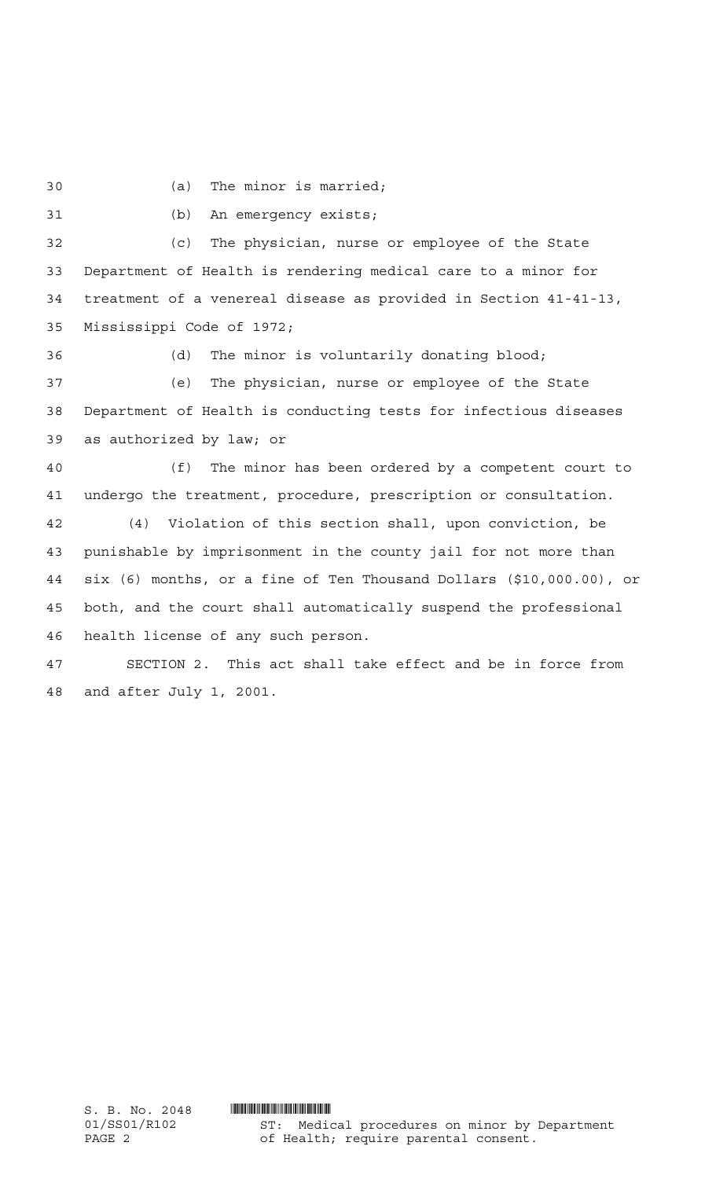(a) The minor is married;

(b) An emergency exists;

(c) The physician, nurse or employee of the State Department of Health is rendering medical care to a minor for treatment of a venereal disease as provided in Section 41-41-13, Mississippi Code of 1972;

(d) The minor is voluntarily donating blood;

(e) The physician, nurse or employee of the State Department of Health is conducting tests for infectious diseases as authorized by law; or

(f) The minor has been ordered by a competent court to undergo the treatment, procedure, prescription or consultation.

(4) Violation of this section shall, upon conviction, be punishable by imprisonment in the county jail for not more than six (6) months, or a fine of Ten Thousand Dollars ($10,000.00), or both, and the court shall automatically suspend the professional health license of any such person.

SECTION 2. This act shall take effect and be in force from and after July 1, 2001.

S. B. No. 2048
01/SS01/R102
ST: Medical procedures on minor by Department of Health; require parental consent.